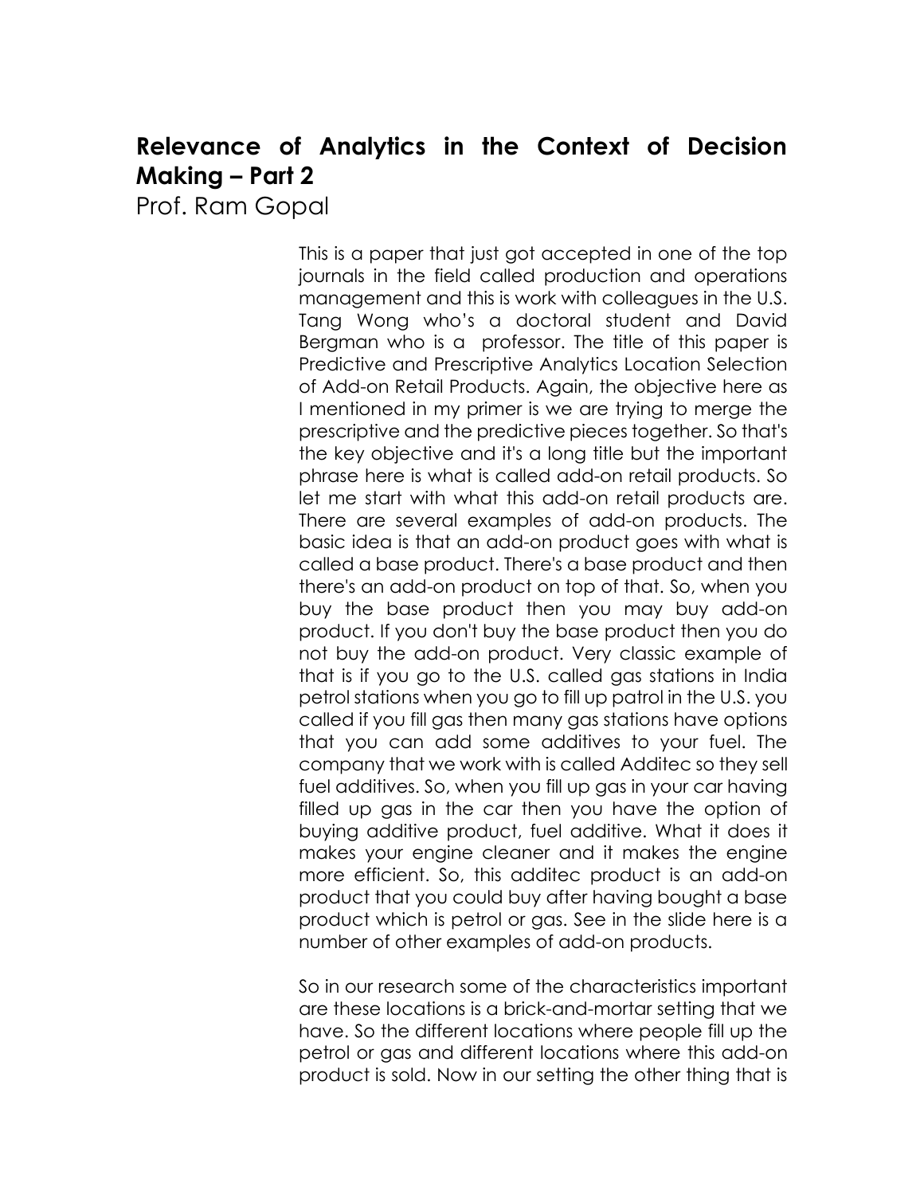# Relevance of Analytics in the Context of Decision Making – Part 2

Prof. Ram Gopal

This is a paper that just got accepted in one of the top journals in the field called production and operations management and this is work with colleagues in the U.S. Tang Wong who's a doctoral student and David Bergman who is a professor. The title of this paper is Predictive and Prescriptive Analytics Location Selection of Add-on Retail Products. Again, the objective here as I mentioned in my primer is we are trying to merge the prescriptive and the predictive pieces together. So that's the key objective and it's a long title but the important phrase here is what is called add-on retail products. So let me start with what this add-on retail products are. There are several examples of add-on products. The basic idea is that an add-on product goes with what is called a base product. There's a base product and then there's an add-on product on top of that. So, when you buy the base product then you may buy add-on product. If you don't buy the base product then you do not buy the add-on product. Very classic example of that is if you go to the U.S. called gas stations in India petrol stations when you go to fill up patrol in the U.S. you called if you fill gas then many gas stations have options that you can add some additives to your fuel. The company that we work with is called Additec so they sell fuel additives. So, when you fill up gas in your car having filled up gas in the car then you have the option of buying additive product, fuel additive. What it does it makes your engine cleaner and it makes the engine more efficient. So, this additec product is an add-on product that you could buy after having bought a base product which is petrol or gas. See in the slide here is a number of other examples of add-on products.

So in our research some of the characteristics important are these locations is a brick-and-mortar setting that we have. So the different locations where people fill up the petrol or gas and different locations where this add-on product is sold. Now in our setting the other thing that is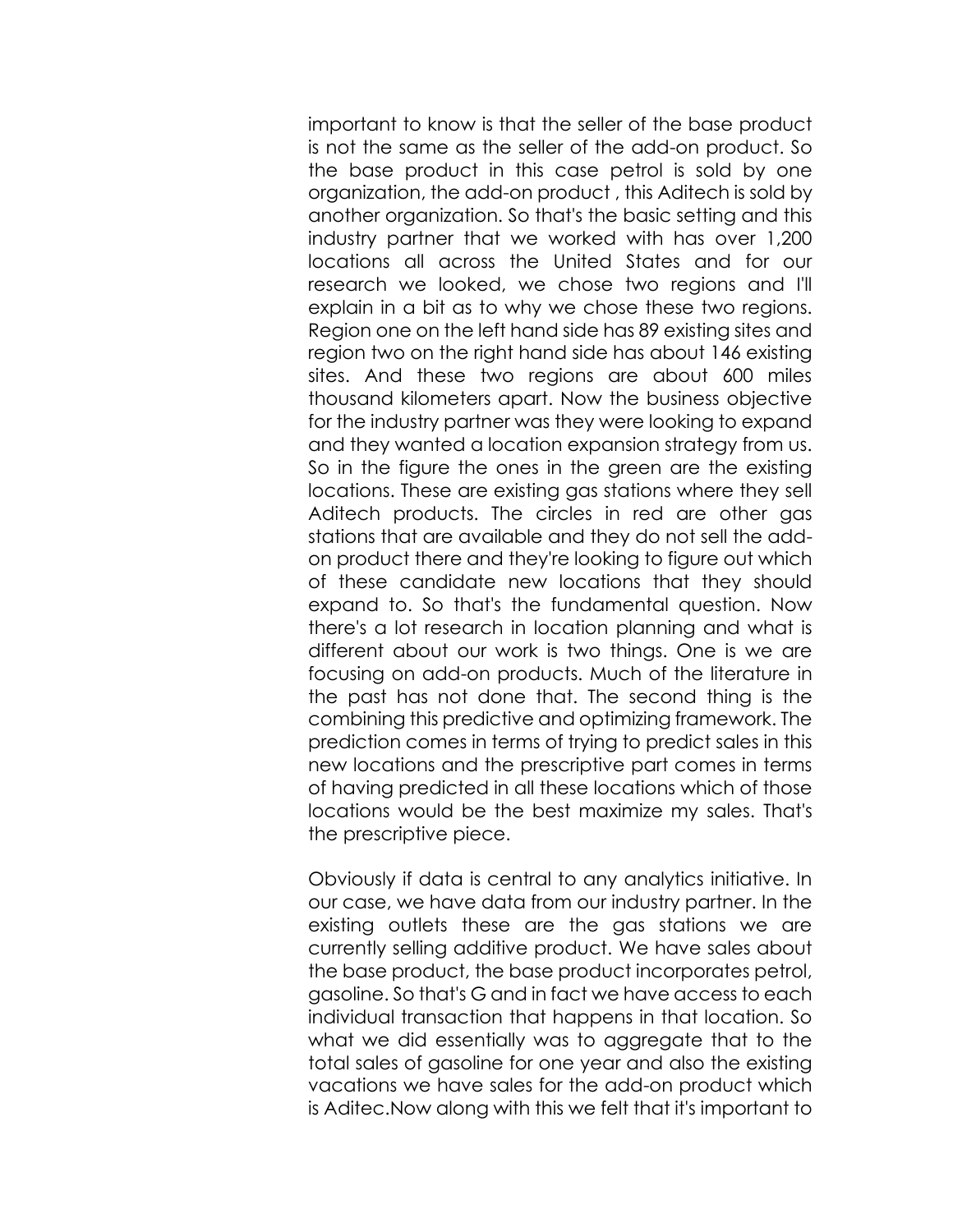important to know is that the seller of the base product is not the same as the seller of the add-on product. So the base product in this case petrol is sold by one organization, the add-on product , this Aditech is sold by another organization. So that's the basic setting and this industry partner that we worked with has over 1,200 locations all across the United States and for our research we looked, we chose two regions and I'll explain in a bit as to why we chose these two regions. Region one on the left hand side has 89 existing sites and region two on the right hand side has about 146 existing sites. And these two regions are about 600 miles thousand kilometers apart. Now the business objective for the industry partner was they were looking to expand and they wanted a location expansion strategy from us. So in the figure the ones in the green are the existing locations. These are existing gas stations where they sell Aditech products. The circles in red are other gas stations that are available and they do not sell the add-on product there and they're looking to figure out which of these candidate new locations that they should expand to. So that's the fundamental question. Now there's a lot research in location planning and what is different about our work is two things. One is we are focusing on add-on products. Much of the literature in the past has not done that. The second thing is the combining this predictive and optimizing framework. The prediction comes in terms of trying to predict sales in this new locations and the prescriptive part comes in terms of having predicted in all these locations which of those locations would be the best maximize my sales. That's the prescriptive piece.

Obviously if data is central to any analytics initiative. In our case, we have data from our industry partner. In the existing outlets these are the gas stations we are currently selling additive product. We have sales about the base product, the base product incorporates petrol, gasoline. So that's G and in fact we have access to each individual transaction that happens in that location. So what we did essentially was to aggregate that to the total sales of gasoline for one year and also the existing vacations we have sales for the add-on product which is Aditec.Now along with this we felt that it's important to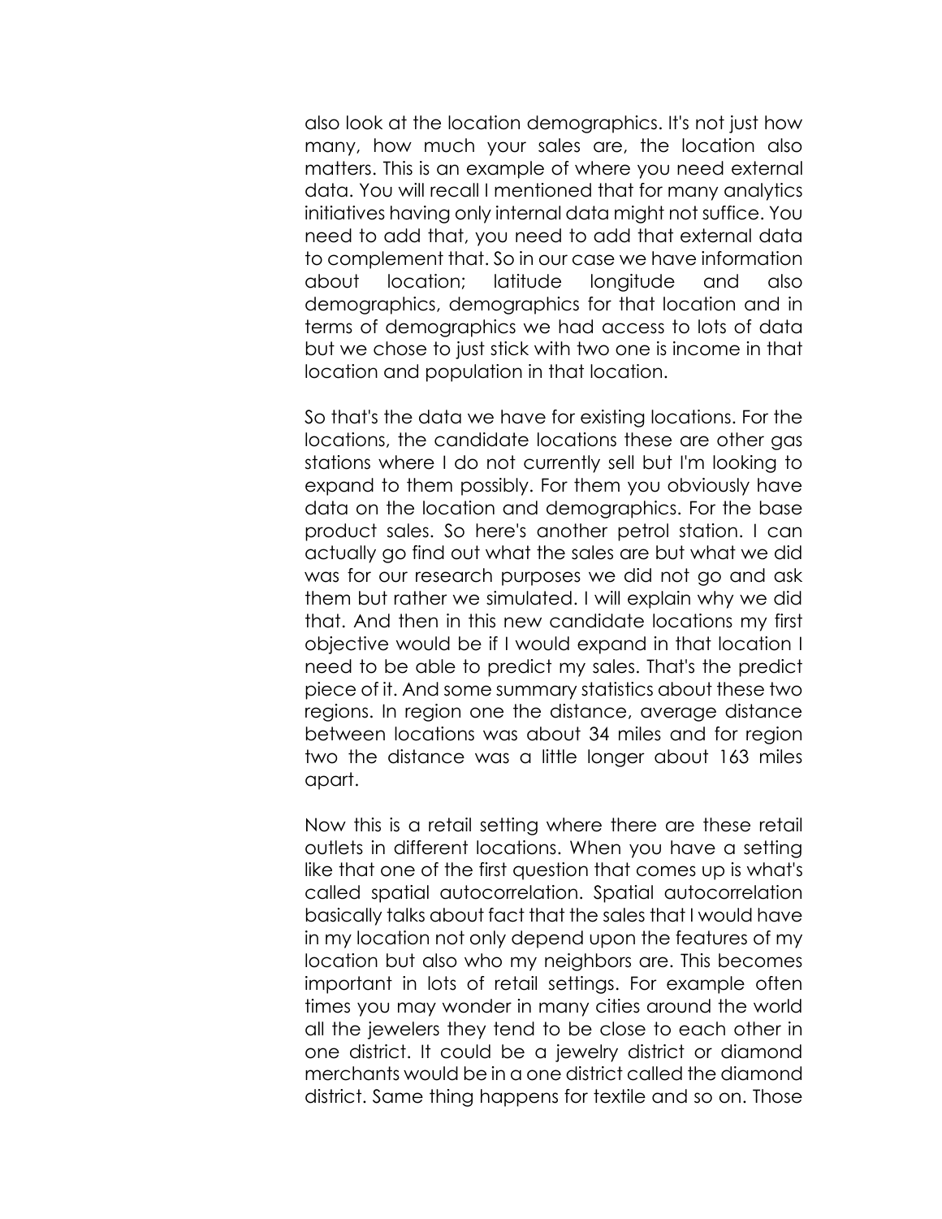also look at the location demographics. It's not just how many, how much your sales are, the location also matters. This is an example of where you need external data. You will recall I mentioned that for many analytics initiatives having only internal data might not suffice. You need to add that, you need to add that external data to complement that. So in our case we have information about location; latitude longitude and also demographics, demographics for that location and in terms of demographics we had access to lots of data but we chose to just stick with two one is income in that location and population in that location.

So that's the data we have for existing locations. For the locations, the candidate locations these are other gas stations where I do not currently sell but I'm looking to expand to them possibly. For them you obviously have data on the location and demographics. For the base product sales. So here's another petrol station. I can actually go find out what the sales are but what we did was for our research purposes we did not go and ask them but rather we simulated. I will explain why we did that. And then in this new candidate locations my first objective would be if I would expand in that location I need to be able to predict my sales. That's the predict piece of it. And some summary statistics about these two regions. In region one the distance, average distance between locations was about 34 miles and for region two the distance was a little longer about 163 miles apart.

Now this is a retail setting where there are these retail outlets in different locations. When you have a setting like that one of the first question that comes up is what's called spatial autocorrelation. Spatial autocorrelation basically talks about fact that the sales that I would have in my location not only depend upon the features of my location but also who my neighbors are. This becomes important in lots of retail settings. For example often times you may wonder in many cities around the world all the jewelers they tend to be close to each other in one district. It could be a jewelry district or diamond merchants would be in a one district called the diamond district. Same thing happens for textile and so on. Those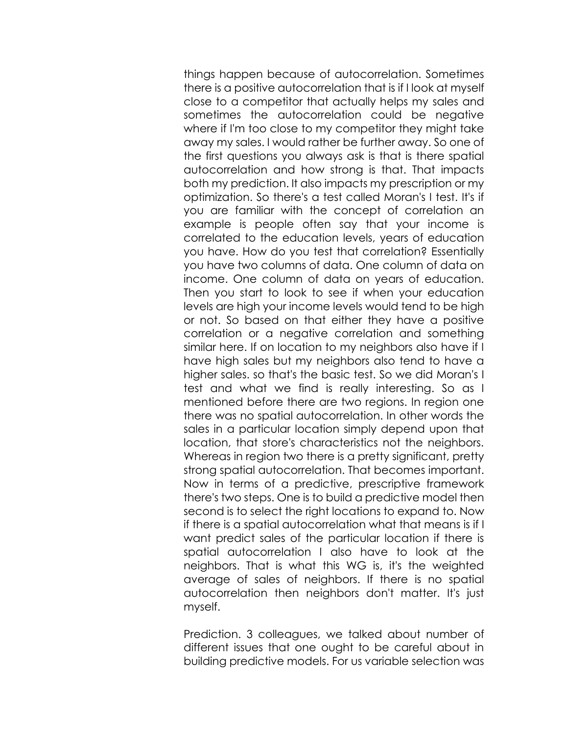things happen because of autocorrelation. Sometimes there is a positive autocorrelation that is if I look at myself close to a competitor that actually helps my sales and sometimes the autocorrelation could be negative where if I'm too close to my competitor they might take away my sales. I would rather be further away. So one of the first questions you always ask is that is there spatial autocorrelation and how strong is that. That impacts both my prediction. It also impacts my prescription or my optimization. So there's a test called Moran's I test. It's if you are familiar with the concept of correlation an example is people often say that your income is correlated to the education levels, years of education you have. How do you test that correlation? Essentially you have two columns of data. One column of data on income. One column of data on years of education. Then you start to look to see if when your education levels are high your income levels would tend to be high or not. So based on that either they have a positive correlation or a negative correlation and something similar here. If on location to my neighbors also have if I have high sales but my neighbors also tend to have a higher sales. so that's the basic test. So we did Moran's I test and what we find is really interesting. So as I mentioned before there are two regions. In region one there was no spatial autocorrelation. In other words the sales in a particular location simply depend upon that location, that store's characteristics not the neighbors. Whereas in region two there is a pretty significant, pretty strong spatial autocorrelation. That becomes important. Now in terms of a predictive, prescriptive framework there's two steps. One is to build a predictive model then second is to select the right locations to expand to. Now if there is a spatial autocorrelation what that means is if I want predict sales of the particular location if there is spatial autocorrelation I also have to look at the neighbors. That is what this WG is, it's the weighted average of sales of neighbors. If there is no spatial autocorrelation then neighbors don't matter. It's just myself.

Prediction. 3 colleagues, we talked about number of different issues that one ought to be careful about in building predictive models. For us variable selection was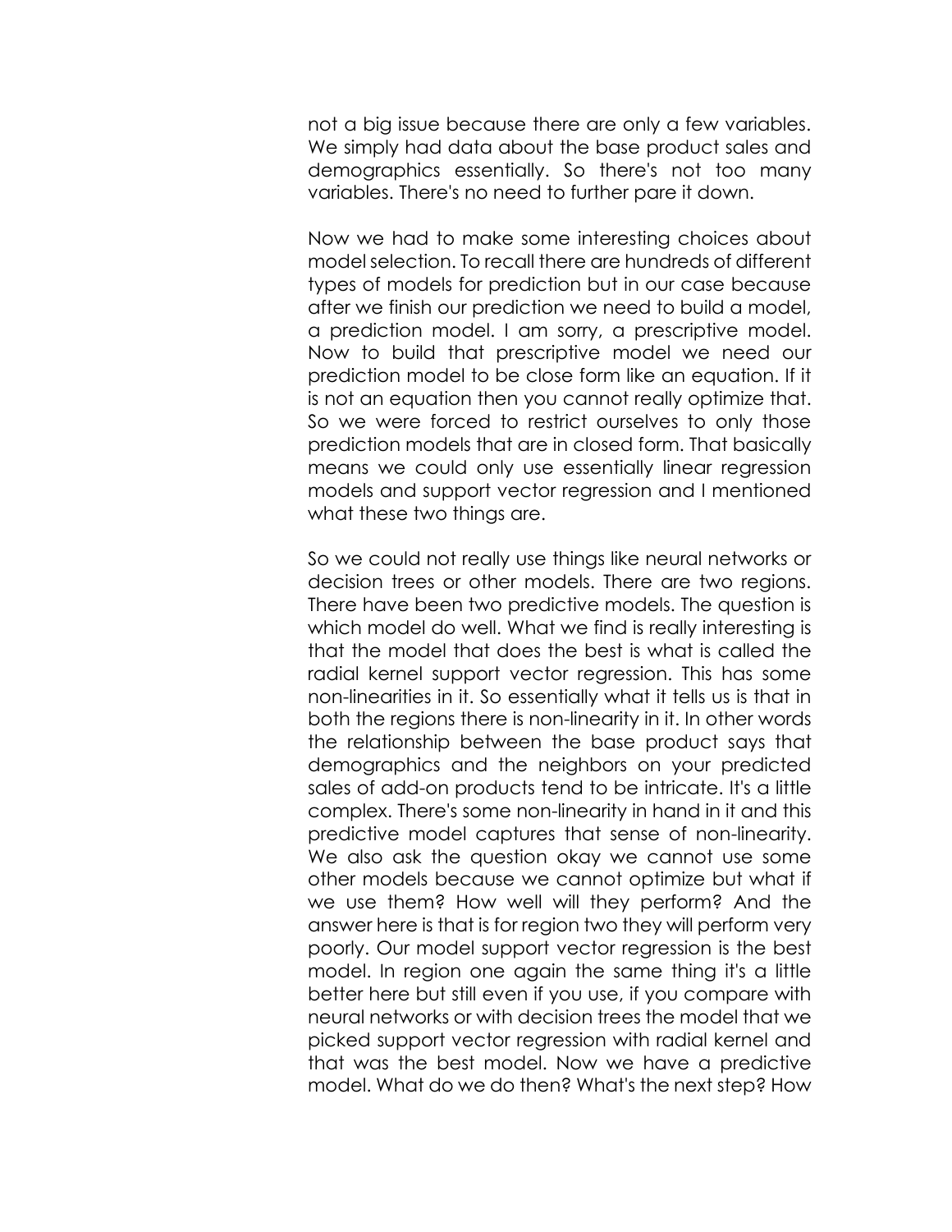not a big issue because there are only a few variables. We simply had data about the base product sales and demographics essentially. So there's not too many variables. There's no need to further pare it down.

Now we had to make some interesting choices about model selection. To recall there are hundreds of different types of models for prediction but in our case because after we finish our prediction we need to build a model, a prediction model. I am sorry, a prescriptive model. Now to build that prescriptive model we need our prediction model to be close form like an equation. If it is not an equation then you cannot really optimize that. So we were forced to restrict ourselves to only those prediction models that are in closed form. That basically means we could only use essentially linear regression models and support vector regression and I mentioned what these two things are.

So we could not really use things like neural networks or decision trees or other models. There are two regions. There have been two predictive models. The question is which model do well. What we find is really interesting is that the model that does the best is what is called the radial kernel support vector regression. This has some non-linearities in it. So essentially what it tells us is that in both the regions there is non-linearity in it. In other words the relationship between the base product says that demographics and the neighbors on your predicted sales of add-on products tend to be intricate. It's a little complex. There's some non-linearity in hand in it and this predictive model captures that sense of non-linearity. We also ask the question okay we cannot use some other models because we cannot optimize but what if we use them? How well will they perform? And the answer here is that is for region two they will perform very poorly. Our model support vector regression is the best model. In region one again the same thing it's a little better here but still even if you use, if you compare with neural networks or with decision trees the model that we picked support vector regression with radial kernel and that was the best model. Now we have a predictive model. What do we do then? What's the next step? How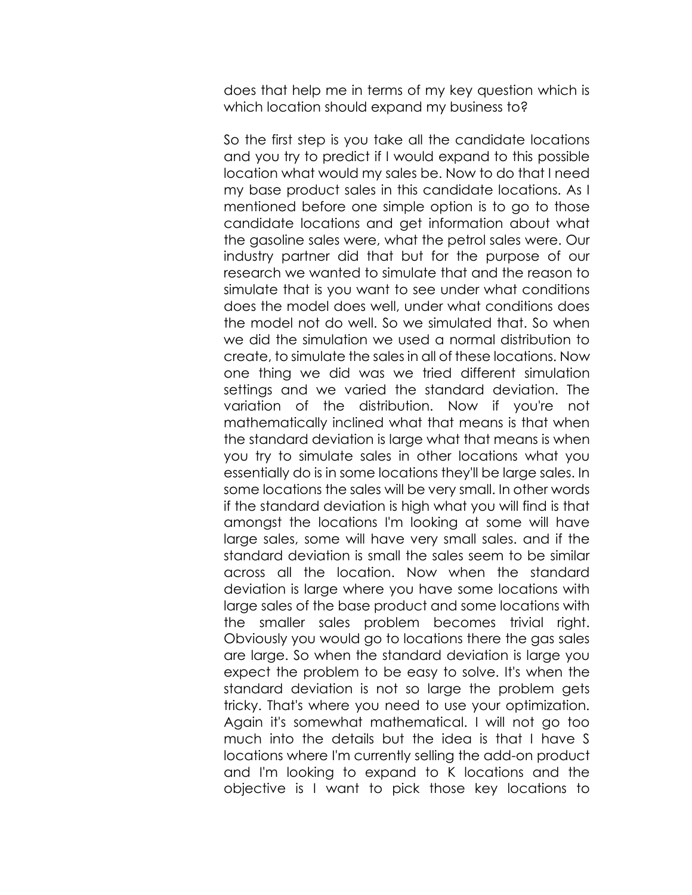does that help me in terms of my key question which is which location should expand my business to?

So the first step is you take all the candidate locations and you try to predict if I would expand to this possible location what would my sales be. Now to do that I need my base product sales in this candidate locations. As I mentioned before one simple option is to go to those candidate locations and get information about what the gasoline sales were, what the petrol sales were. Our industry partner did that but for the purpose of our research we wanted to simulate that and the reason to simulate that is you want to see under what conditions does the model does well, under what conditions does the model not do well. So we simulated that. So when we did the simulation we used a normal distribution to create, to simulate the sales in all of these locations. Now one thing we did was we tried different simulation settings and we varied the standard deviation. The variation of the distribution. Now if you're not mathematically inclined what that means is that when the standard deviation is large what that means is when you try to simulate sales in other locations what you essentially do is in some locations they'll be large sales. In some locations the sales will be very small. In other words if the standard deviation is high what you will find is that amongst the locations I'm looking at some will have large sales, some will have very small sales. and if the standard deviation is small the sales seem to be similar across all the location. Now when the standard deviation is large where you have some locations with large sales of the base product and some locations with the smaller sales problem becomes trivial right. Obviously you would go to locations there the gas sales are large. So when the standard deviation is large you expect the problem to be easy to solve. It's when the standard deviation is not so large the problem gets tricky. That's where you need to use your optimization. Again it's somewhat mathematical. I will not go too much into the details but the idea is that I have S locations where I'm currently selling the add-on product and I'm looking to expand to K locations and the objective is I want to pick those key locations to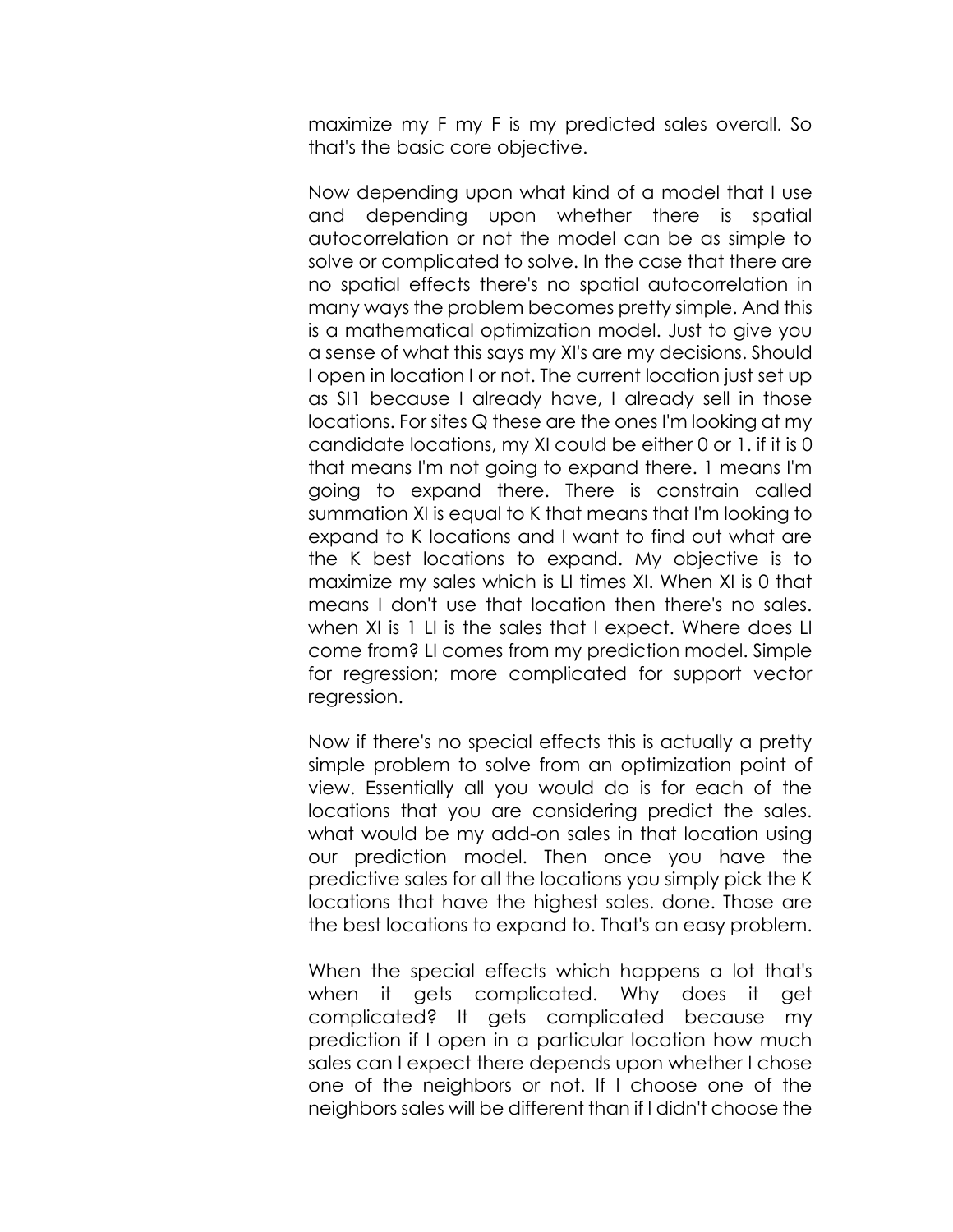maximize my F my F is my predicted sales overall. So that's the basic core objective.

Now depending upon what kind of a model that I use and depending upon whether there is spatial autocorrelation or not the model can be as simple to solve or complicated to solve. In the case that there are no spatial effects there's no spatial autocorrelation in many ways the problem becomes pretty simple. And this is a mathematical optimization model. Just to give you a sense of what this says my XI's are my decisions. Should I open in location I or not. The current location just set up as SI1 because I already have, I already sell in those locations. For sites Q these are the ones I'm looking at my candidate locations, my XI could be either 0 or 1. if it is 0 that means I'm not going to expand there. 1 means I'm going to expand there. There is constrain called summation XI is equal to K that means that I'm looking to expand to K locations and I want to find out what are the K best locations to expand. My objective is to maximize my sales which is LI times XI. When XI is 0 that means I don't use that location then there's no sales. when XI is 1 LI is the sales that I expect. Where does LI come from? LI comes from my prediction model. Simple for regression; more complicated for support vector regression.

Now if there's no special effects this is actually a pretty simple problem to solve from an optimization point of view. Essentially all you would do is for each of the locations that you are considering predict the sales. what would be my add-on sales in that location using our prediction model. Then once you have the predictive sales for all the locations you simply pick the K locations that have the highest sales. done. Those are the best locations to expand to. That's an easy problem.

When the special effects which happens a lot that's when it gets complicated. Why does it get complicated? It gets complicated because my prediction if I open in a particular location how much sales can I expect there depends upon whether I chose one of the neighbors or not. If I choose one of the neighbors sales will be different than if I didn't choose the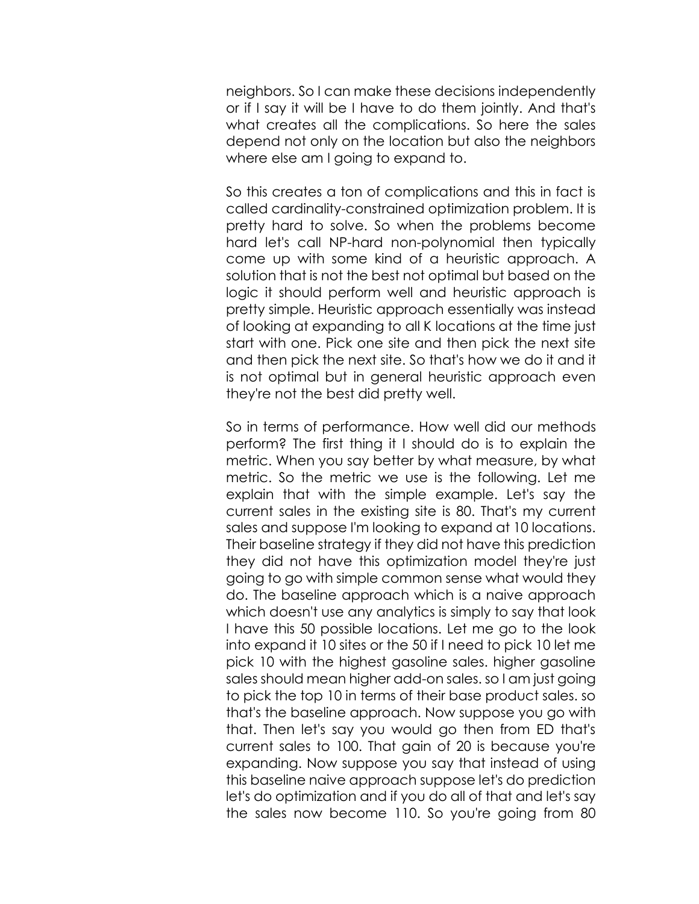neighbors. So I can make these decisions independently or if I say it will be I have to do them jointly. And that's what creates all the complications. So here the sales depend not only on the location but also the neighbors where else am I going to expand to.

So this creates a ton of complications and this in fact is called cardinality-constrained optimization problem. It is pretty hard to solve. So when the problems become hard let's call NP-hard non-polynomial then typically come up with some kind of a heuristic approach. A solution that is not the best not optimal but based on the logic it should perform well and heuristic approach is pretty simple. Heuristic approach essentially was instead of looking at expanding to all K locations at the time just start with one. Pick one site and then pick the next site and then pick the next site. So that's how we do it and it is not optimal but in general heuristic approach even they're not the best did pretty well.

So in terms of performance. How well did our methods perform? The first thing it I should do is to explain the metric. When you say better by what measure, by what metric. So the metric we use is the following. Let me explain that with the simple example. Let's say the current sales in the existing site is 80. That's my current sales and suppose I'm looking to expand at 10 locations. Their baseline strategy if they did not have this prediction they did not have this optimization model they're just going to go with simple common sense what would they do. The baseline approach which is a naive approach which doesn't use any analytics is simply to say that look I have this 50 possible locations. Let me go to the look into expand it 10 sites or the 50 if I need to pick 10 let me pick 10 with the highest gasoline sales. higher gasoline sales should mean higher add-on sales. so I am just going to pick the top 10 in terms of their base product sales. so that's the baseline approach. Now suppose you go with that. Then let's say you would go then from ED that's current sales to 100. That gain of 20 is because you're expanding. Now suppose you say that instead of using this baseline naive approach suppose let's do prediction let's do optimization and if you do all of that and let's say the sales now become 110. So you're going from 80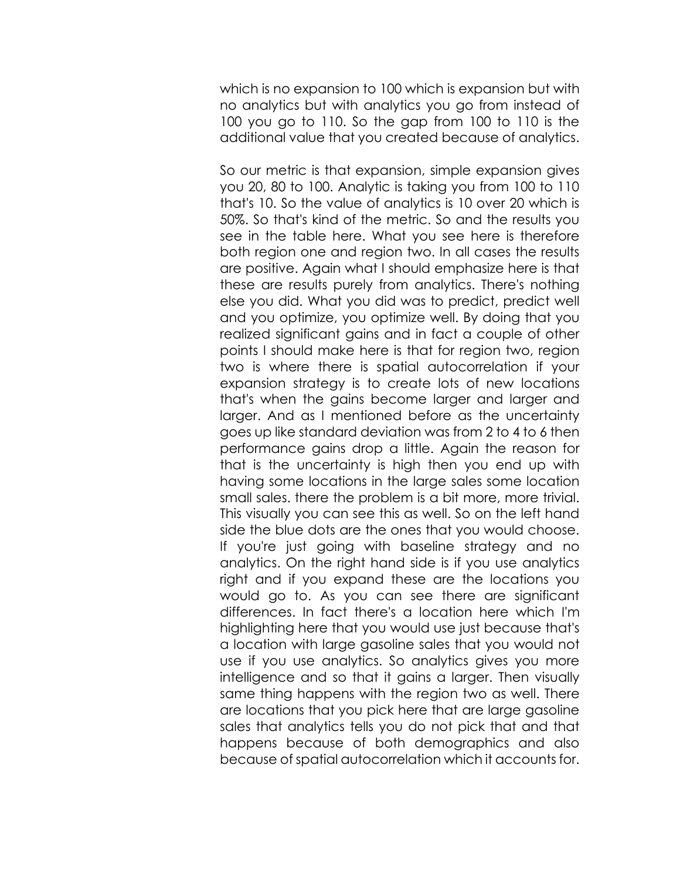which is no expansion to 100 which is expansion but with no analytics but with analytics you go from instead of 100 you go to 110. So the gap from 100 to 110 is the additional value that you created because of analytics.

So our metric is that expansion, simple expansion gives you 20, 80 to 100. Analytic is taking you from 100 to 110 that's 10. So the value of analytics is 10 over 20 which is 50%. So that's kind of the metric. So and the results you see in the table here. What you see here is therefore both region one and region two. In all cases the results are positive. Again what I should emphasize here is that these are results purely from analytics. There's nothing else you did. What you did was to predict, predict well and you optimize, you optimize well. By doing that you realized significant gains and in fact a couple of other points I should make here is that for region two, region two is where there is spatial autocorrelation if your expansion strategy is to create lots of new locations that's when the gains become larger and larger and larger. And as I mentioned before as the uncertainty goes up like standard deviation was from 2 to 4 to 6 then performance gains drop a little. Again the reason for that is the uncertainty is high then you end up with having some locations in the large sales some location small sales. there the problem is a bit more, more trivial. This visually you can see this as well. So on the left hand side the blue dots are the ones that you would choose. If you're just going with baseline strategy and no analytics. On the right hand side is if you use analytics right and if you expand these are the locations you would go to. As you can see there are significant differences. In fact there's a location here which I'm highlighting here that you would use just because that's a location with large gasoline sales that you would not use if you use analytics. So analytics gives you more intelligence and so that it gains a larger. Then visually same thing happens with the region two as well. There are locations that you pick here that are large gasoline sales that analytics tells you do not pick that and that happens because of both demographics and also because of spatial autocorrelation which it accounts for.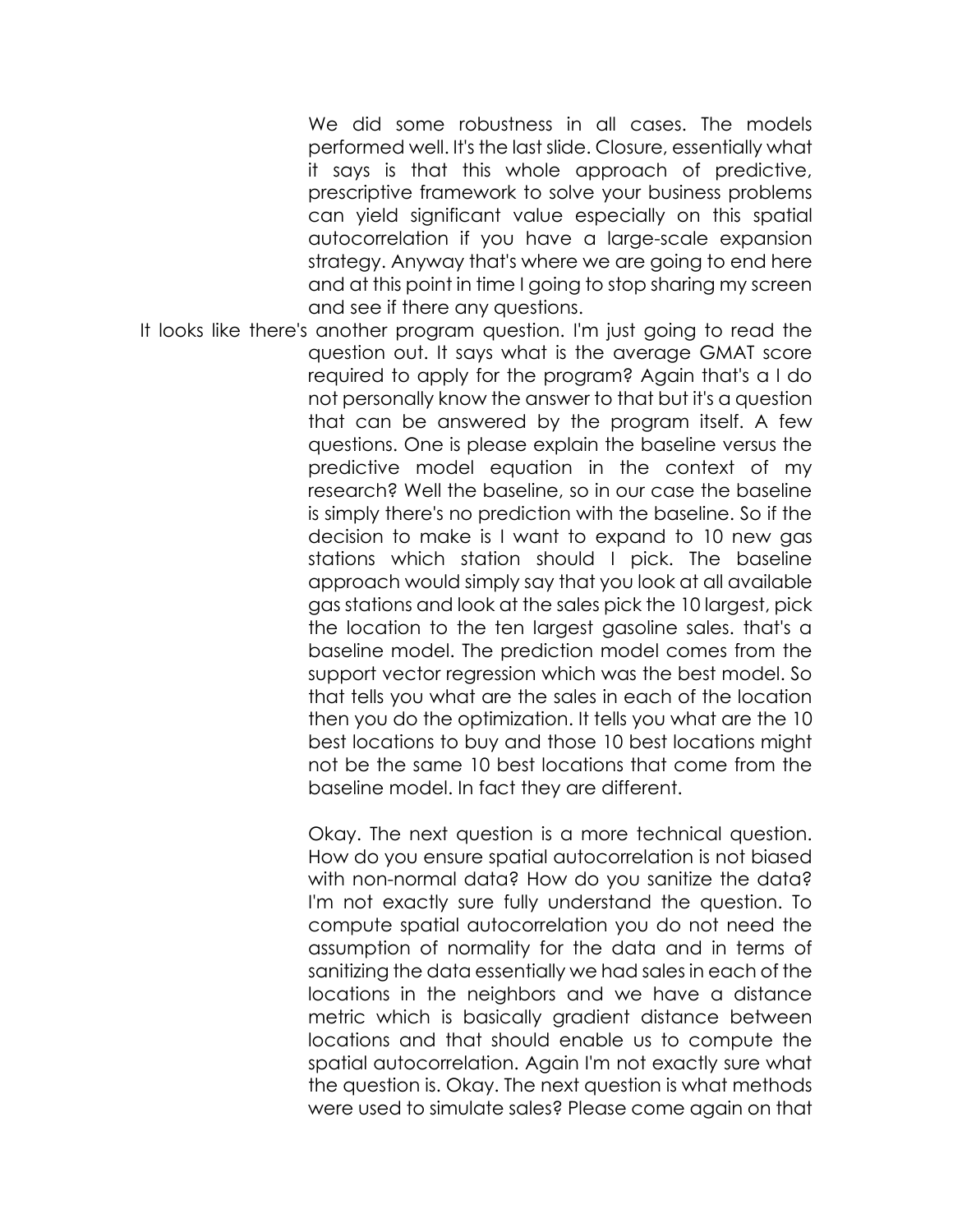We did some robustness in all cases. The models performed well. It's the last slide. Closure, essentially what it says is that this whole approach of predictive, prescriptive framework to solve your business problems can yield significant value especially on this spatial autocorrelation if you have a large-scale expansion strategy. Anyway that's where we are going to end here and at this point in time I going to stop sharing my screen and see if there any questions.

It looks like there's another program question. I'm just going to read the question out. It says what is the average GMAT score required to apply for the program? Again that's a I do not personally know the answer to that but it's a question that can be answered by the program itself. A few questions. One is please explain the baseline versus the predictive model equation in the context of my research? Well the baseline, so in our case the baseline is simply there's no prediction with the baseline. So if the decision to make is I want to expand to 10 new gas stations which station should I pick. The baseline approach would simply say that you look at all available gas stations and look at the sales pick the 10 largest, pick the location to the ten largest gasoline sales. that's a baseline model. The prediction model comes from the support vector regression which was the best model. So that tells you what are the sales in each of the location then you do the optimization. It tells you what are the 10 best locations to buy and those 10 best locations might not be the same 10 best locations that come from the baseline model. In fact they are different.

Okay. The next question is a more technical question. How do you ensure spatial autocorrelation is not biased with non-normal data? How do you sanitize the data? I'm not exactly sure fully understand the question. To compute spatial autocorrelation you do not need the assumption of normality for the data and in terms of sanitizing the data essentially we had sales in each of the locations in the neighbors and we have a distance metric which is basically gradient distance between locations and that should enable us to compute the spatial autocorrelation. Again I'm not exactly sure what the question is. Okay. The next question is what methods were used to simulate sales? Please come again on that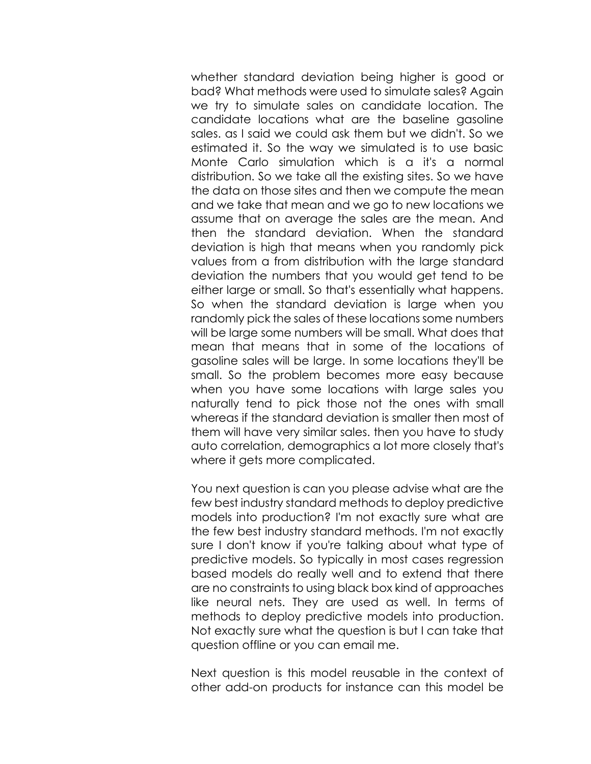whether standard deviation being higher is good or bad? What methods were used to simulate sales? Again we try to simulate sales on candidate location. The candidate locations what are the baseline gasoline sales. as I said we could ask them but we didn't. So we estimated it. So the way we simulated is to use basic Monte Carlo simulation which is a it's a normal distribution. So we take all the existing sites. So we have the data on those sites and then we compute the mean and we take that mean and we go to new locations we assume that on average the sales are the mean. And then the standard deviation. When the standard deviation is high that means when you randomly pick values from a from distribution with the large standard deviation the numbers that you would get tend to be either large or small. So that's essentially what happens. So when the standard deviation is large when you randomly pick the sales of these locations some numbers will be large some numbers will be small. What does that mean that means that in some of the locations of gasoline sales will be large. In some locations they'll be small. So the problem becomes more easy because when you have some locations with large sales you naturally tend to pick those not the ones with small whereas if the standard deviation is smaller then most of them will have very similar sales. then you have to study auto correlation, demographics a lot more closely that's where it gets more complicated.

You next question is can you please advise what are the few best industry standard methods to deploy predictive models into production? I'm not exactly sure what are the few best industry standard methods. I'm not exactly sure I don't know if you're talking about what type of predictive models. So typically in most cases regression based models do really well and to extend that there are no constraints to using black box kind of approaches like neural nets. They are used as well. In terms of methods to deploy predictive models into production. Not exactly sure what the question is but I can take that question offline or you can email me.

Next question is this model reusable in the context of other add-on products for instance can this model be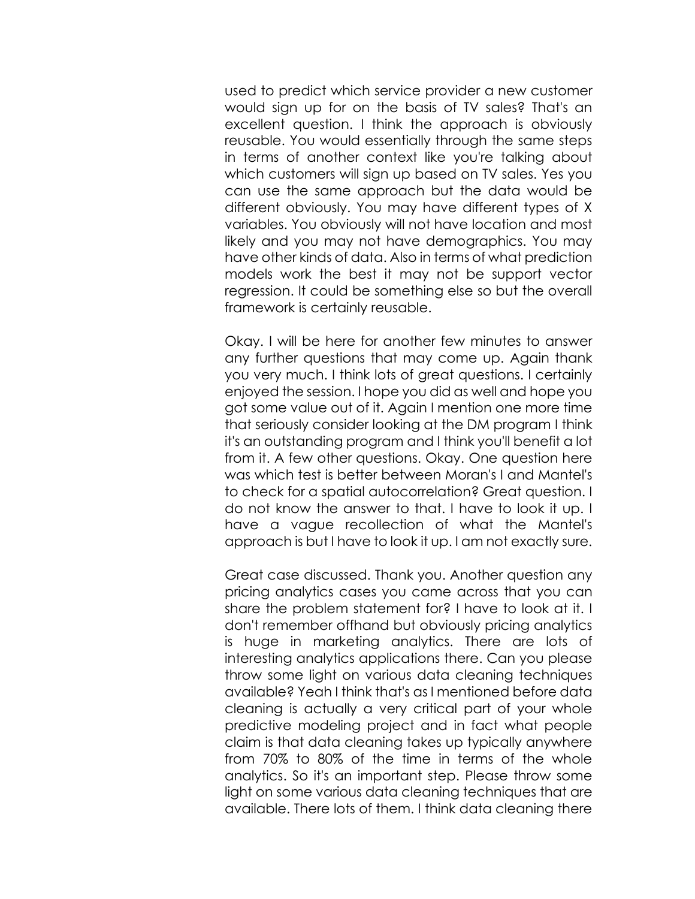used to predict which service provider a new customer would sign up for on the basis of TV sales? That's an excellent question. I think the approach is obviously reusable. You would essentially through the same steps in terms of another context like you're talking about which customers will sign up based on TV sales. Yes you can use the same approach but the data would be different obviously. You may have different types of X variables. You obviously will not have location and most likely and you may not have demographics. You may have other kinds of data. Also in terms of what prediction models work the best it may not be support vector regression. It could be something else so but the overall framework is certainly reusable.

Okay. I will be here for another few minutes to answer any further questions that may come up. Again thank you very much. I think lots of great questions. I certainly enjoyed the session. I hope you did as well and hope you got some value out of it. Again I mention one more time that seriously consider looking at the DM program I think it's an outstanding program and I think you'll benefit a lot from it. A few other questions. Okay. One question here was which test is better between Moran's I and Mantel's to check for a spatial autocorrelation? Great question. I do not know the answer to that. I have to look it up. I have a vague recollection of what the Mantel's approach is but I have to look it up. I am not exactly sure.

Great case discussed. Thank you. Another question any pricing analytics cases you came across that you can share the problem statement for? I have to look at it. I don't remember offhand but obviously pricing analytics is huge in marketing analytics. There are lots of interesting analytics applications there. Can you please throw some light on various data cleaning techniques available? Yeah I think that's as I mentioned before data cleaning is actually a very critical part of your whole predictive modeling project and in fact what people claim is that data cleaning takes up typically anywhere from 70% to 80% of the time in terms of the whole analytics. So it's an important step. Please throw some light on some various data cleaning techniques that are available. There lots of them. I think data cleaning there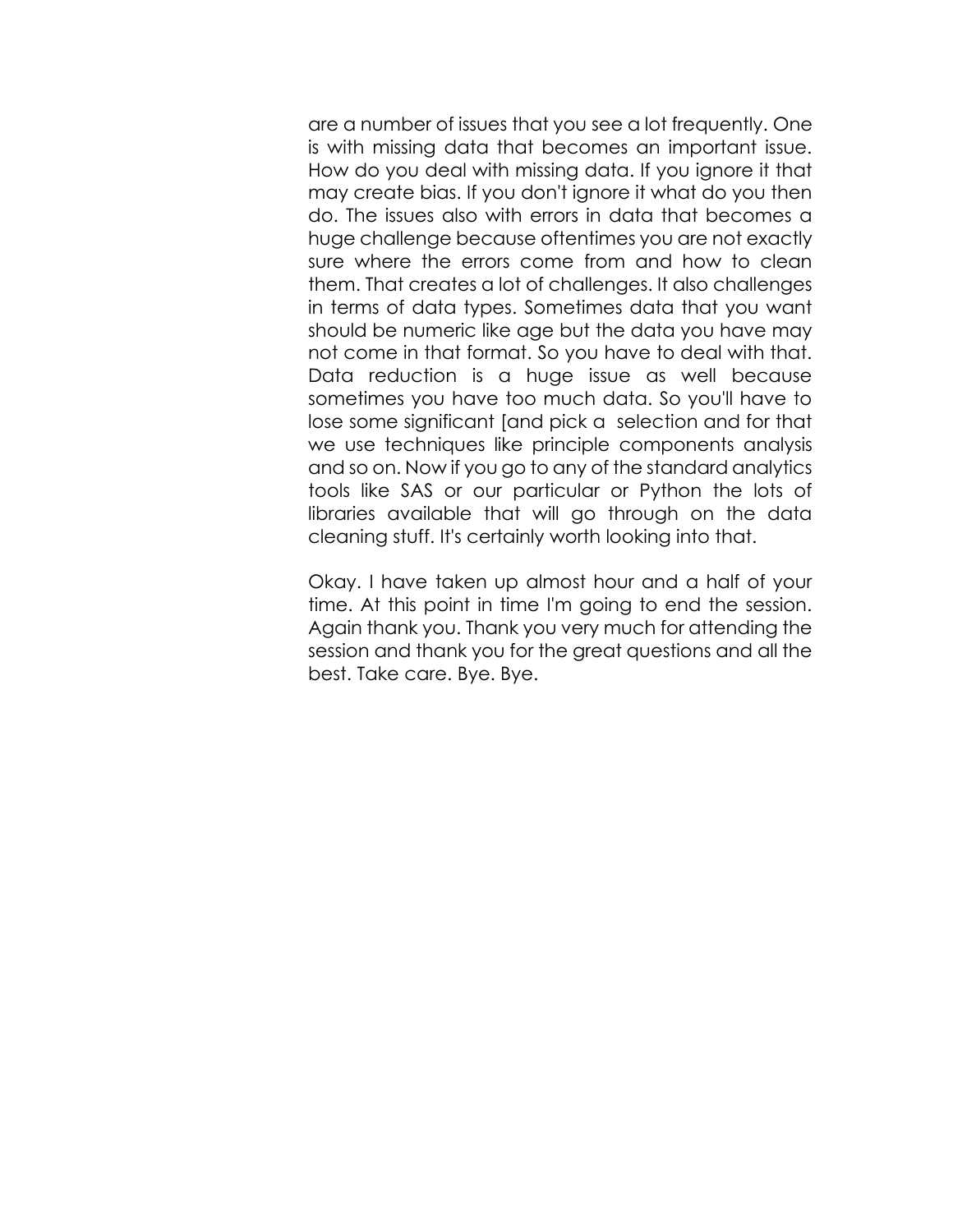are a number of issues that you see a lot frequently. One is with missing data that becomes an important issue. How do you deal with missing data. If you ignore it that may create bias. If you don't ignore it what do you then do. The issues also with errors in data that becomes a huge challenge because oftentimes you are not exactly sure where the errors come from and how to clean them. That creates a lot of challenges. It also challenges in terms of data types. Sometimes data that you want should be numeric like age but the data you have may not come in that format. So you have to deal with that. Data reduction is a huge issue as well because sometimes you have too much data. So you'll have to lose some significant [and pick a  selection and for that we use techniques like principle components analysis and so on. Now if you go to any of the standard analytics tools like SAS or our particular or Python the lots of libraries available that will go through on the data cleaning stuff. It's certainly worth looking into that.

Okay. I have taken up almost hour and a half of your time. At this point in time I'm going to end the session. Again thank you. Thank you very much for attending the session and thank you for the great questions and all the best. Take care. Bye. Bye.